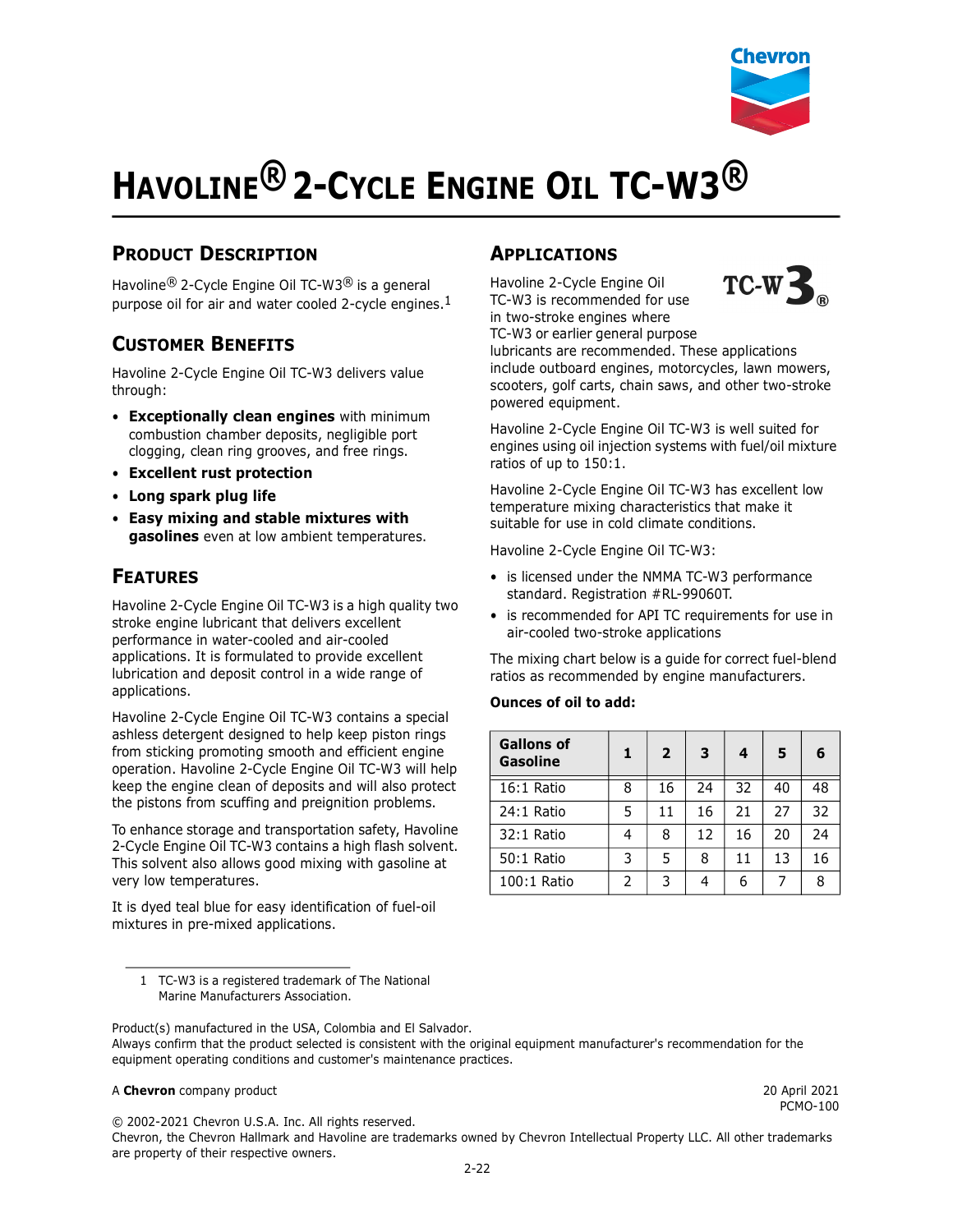// Hmm, I must not include comments. Let me write clean output.

# HAVOLINE® 2-CYCLE ENGINE OIL TC-W3®

## PRODUCT DESCRIPTION

Havoline® 2-Cycle Engine Oil TC-W3® is a general purpose oil for air and water cooled 2-cycle engines.[1]

## CUSTOMER BENEFITS

Havoline 2-Cycle Engine Oil TC-W3 delivers value through:

- **Exceptionally clean engines** with minimum combustion chamber deposits, negligible port clogging, clean ring grooves, and free rings.
- **Excellent rust protection**
- **Long spark plug life**
- **Easy mixing and stable mixtures with gasolines** even at low ambient temperatures.

## FEATURES

Havoline 2-Cycle Engine Oil TC-W3 is a high quality two stroke engine lubricant that delivers excellent performance in water-cooled and air-cooled applications. It is formulated to provide excellent lubrication and deposit control in a wide range of applications.

Havoline 2-Cycle Engine Oil TC-W3 contains a special ashless detergent designed to help keep piston rings from sticking promoting smooth and efficient engine operation. Havoline 2-Cycle Engine Oil TC-W3 will help keep the engine clean of deposits and will also protect the pistons from scuffing and preignition problems.

To enhance storage and transportation safety, Havoline 2-Cycle Engine Oil TC-W3 contains a high flash solvent. This solvent also allows good mixing with gasoline at very low temperatures.

It is dyed teal blue for easy identification of fuel-oil mixtures in pre-mixed applications.

## APPLICATIONS

Havoline 2-Cycle Engine Oil TC-W3 is recommended for use in two-stroke engines where TC-W3 or earlier general purpose lubricants are recommended. These applications include outboard engines, motorcycles, lawn mowers, scooters, golf carts, chain saws, and other two-stroke powered equipment.

Havoline 2-Cycle Engine Oil TC-W3 is well suited for engines using oil injection systems with fuel/oil mixture ratios of up to 150:1.

Havoline 2-Cycle Engine Oil TC-W3 has excellent low temperature mixing characteristics that make it suitable for use in cold climate conditions.

Havoline 2-Cycle Engine Oil TC-W3:

- is licensed under the NMMA TC-W3 performance standard. Registration #RL-99060T.
- is recommended for API TC requirements for use in air-cooled two-stroke applications

The mixing chart below is a guide for correct fuel-blend ratios as recommended by engine manufacturers.

**Ounces of oil to add:**

| Gallons of Gasoline | 1 | 2 | 3 | 4 | 5 | 6 |
|---|---|---|---|---|---|---|
| 16:1 Ratio | 8 | 16 | 24 | 32 | 40 | 48 |
| 24:1 Ratio | 5 | 11 | 16 | 21 | 27 | 32 |
| 32:1 Ratio | 4 | 8 | 12 | 16 | 20 | 24 |
| 50:1 Ratio | 3 | 5 | 8 | 11 | 13 | 16 |
| 100:1 Ratio | 2 | 3 | 4 | 6 | 7 | 8 |

1 TC-W3 is a registered trademark of The National Marine Manufacturers Association.

Product(s) manufactured in the USA, Colombia and El Salvador.
Always confirm that the product selected is consistent with the original equipment manufacturer's recommendation for the equipment operating conditions and customer's maintenance practices.

A **Chevron** company product

20 April 2021
PCMO-100

© 2002-2021 Chevron U.S.A. Inc. All rights reserved.
Chevron, the Chevron Hallmark and Havoline are trademarks owned by Chevron Intellectual Property LLC. All other trademarks are property of their respective owners.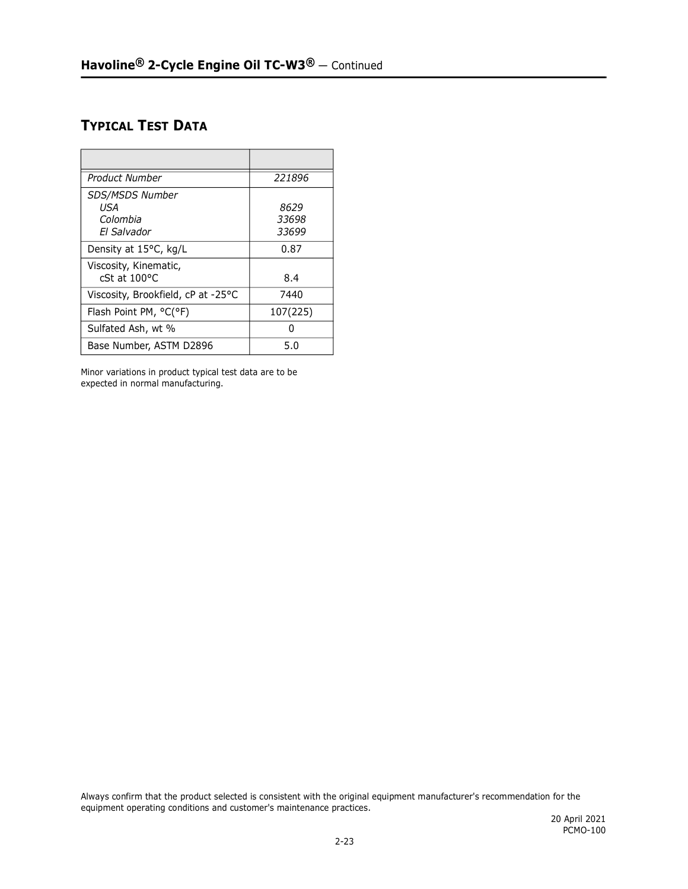## TYPICAL TEST DATA

| | |
|---|---|
| *Product Number* | *221896* |
| *SDS/MSDS Number*<br>*USA*<br>*Colombia*<br>*El Salvador* | <br>*8629*<br>*33698*<br>*33699* |
| Density at 15°C, kg/L | 0.87 |
| Viscosity, Kinematic, cSt at 100°C | 8.4 |
| Viscosity, Brookfield, cP at -25°C | 7440 |
| Flash Point PM, °C(°F) | 107(225) |
| Sulfated Ash, wt % | 0 |
| Base Number, ASTM D2896 | 5.0 |

Minor variations in product typical test data are to be expected in normal manufacturing.

Always confirm that the product selected is consistent with the original equipment manufacturer's recommendation for the equipment operating conditions and customer's maintenance practices.

20 April 2021
PCMO-100